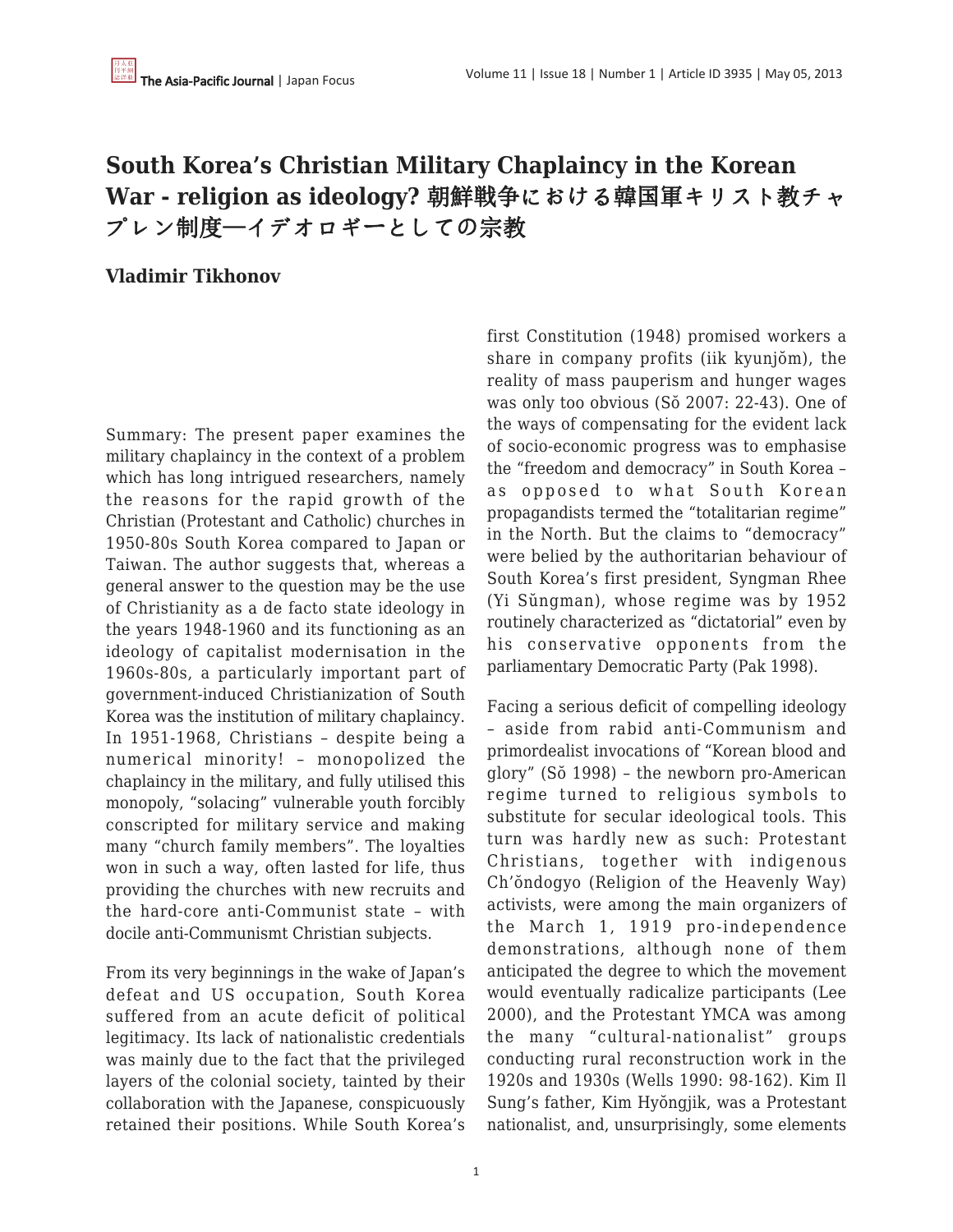# South Korea's Christian Military Chaplaincy in the Korean War - religion as ideology? 朝鮮戦争における韓国軍キリスト教チャプレン制度—イデオロギーとしての宗教

**Vladimir Tikhonov**

Summary: The present paper examines the military chaplaincy in the context of a problem which has long intrigued researchers, namely the reasons for the rapid growth of the Christian (Protestant and Catholic) churches in 1950-80s South Korea compared to Japan or Taiwan. The author suggests that, whereas a general answer to the question may be the use of Christianity as a de facto state ideology in the years 1948-1960 and its functioning as an ideology of capitalist modernisation in the 1960s-80s, a particularly important part of government-induced Christianization of South Korea was the institution of military chaplaincy. In 1951-1968, Christians – despite being a numerical minority! – monopolized the chaplaincy in the military, and fully utilised this monopoly, "solacing" vulnerable youth forcibly conscripted for military service and making many "church family members". The loyalties won in such a way, often lasted for life, thus providing the churches with new recruits and the hard-core anti-Communist state – with docile anti-Communismt Christian subjects.

From its very beginnings in the wake of Japan's defeat and US occupation, South Korea suffered from an acute deficit of political legitimacy. Its lack of nationalistic credentials was mainly due to the fact that the privileged layers of the colonial society, tainted by their collaboration with the Japanese, conspicuously retained their positions. While South Korea's first Constitution (1948) promised workers a share in company profits (iik kyunjŏm), the reality of mass pauperism and hunger wages was only too obvious (Sŏ 2007: 22-43). One of the ways of compensating for the evident lack of socio-economic progress was to emphasise the "freedom and democracy" in South Korea – as opposed to what South Korean propagandists termed the "totalitarian regime" in the North. But the claims to "democracy" were belied by the authoritarian behaviour of South Korea's first president, Syngman Rhee (Yi Sŭngman), whose regime was by 1952 routinely characterized as "dictatorial" even by his conservative opponents from the parliamentary Democratic Party (Pak 1998).

Facing a serious deficit of compelling ideology – aside from rabid anti-Communism and primordealist invocations of "Korean blood and glory" (Sŏ 1998) – the newborn pro-American regime turned to religious symbols to substitute for secular ideological tools. This turn was hardly new as such: Protestant Christians, together with indigenous Ch'ŏndogyo (Religion of the Heavenly Way) activists, were among the main organizers of the March 1, 1919 pro-independence demonstrations, although none of them anticipated the degree to which the movement would eventually radicalize participants (Lee 2000), and the Protestant YMCA was among the many "cultural-nationalist" groups conducting rural reconstruction work in the 1920s and 1930s (Wells 1990: 98-162). Kim Il Sung's father, Kim Hyŏngjik, was a Protestant nationalist, and, unsurprisingly, some elements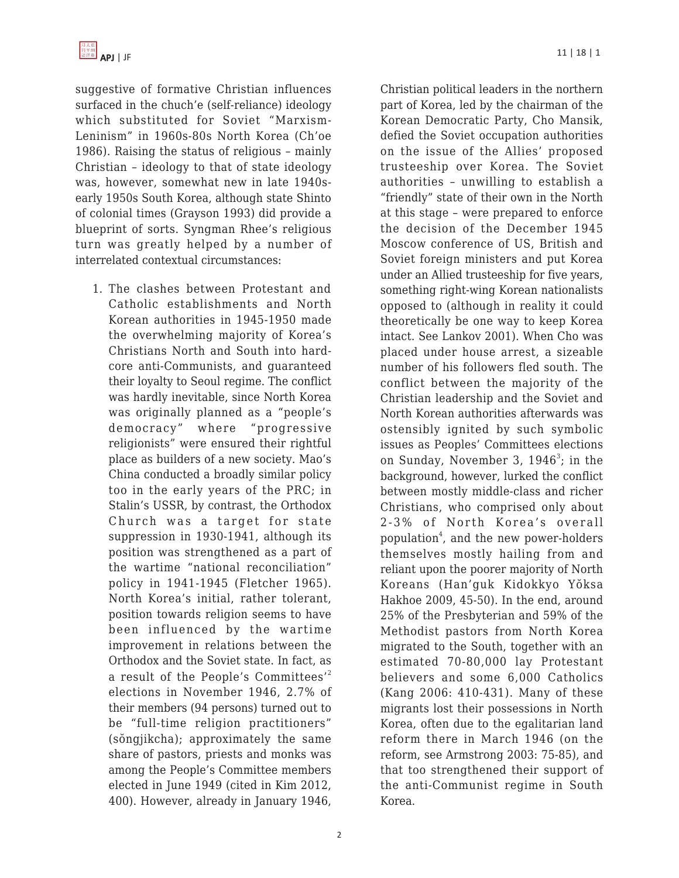suggestive of formative Christian influences surfaced in the chuch'e (self-reliance) ideology which substituted for Soviet "Marxism-Leninism" in 1960s-80s North Korea (Ch'oe 1986). Raising the status of religious – mainly Christian – ideology to that of state ideology was, however, somewhat new in late 1940s-early 1950s South Korea, although state Shinto of colonial times (Grayson 1993) did provide a blueprint of sorts. Syngman Rhee's religious turn was greatly helped by a number of interrelated contextual circumstances:

1. The clashes between Protestant and Catholic establishments and North Korean authorities in 1945-1950 made the overwhelming majority of Korea's Christians North and South into hard-core anti-Communists, and guaranteed their loyalty to Seoul regime. The conflict was hardly inevitable, since North Korea was originally planned as a "people's democracy" where "progressive religionists" were ensured their rightful place as builders of a new society. Mao's China conducted a broadly similar policy too in the early years of the PRC; in Stalin's USSR, by contrast, the Orthodox Church was a target for state suppression in 1930-1941, although its position was strengthened as a part of the wartime "national reconciliation" policy in 1941-1945 (Fletcher 1965). North Korea's initial, rather tolerant, position towards religion seems to have been influenced by the wartime improvement in relations between the Orthodox and the Soviet state. In fact, as a result of the People's Committees'[2] elections in November 1946, 2.7% of their members (94 persons) turned out to be "full-time religion practitioners" (sŏngjikcha); approximately the same share of pastors, priests and monks was among the People's Committee members elected in June 1949 (cited in Kim 2012, 400). However, already in January 1946, Christian political leaders in the northern part of Korea, led by the chairman of the Korean Democratic Party, Cho Mansik, defied the Soviet occupation authorities on the issue of the Allies' proposed trusteeship over Korea. The Soviet authorities – unwilling to establish a "friendly" state of their own in the North at this stage – were prepared to enforce the decision of the December 1945 Moscow conference of US, British and Soviet foreign ministers and put Korea under an Allied trusteeship for five years, something right-wing Korean nationalists opposed to (although in reality it could theoretically be one way to keep Korea intact. See Lankov 2001). When Cho was placed under house arrest, a sizeable number of his followers fled south. The conflict between the majority of the Christian leadership and the Soviet and North Korean authorities afterwards was ostensibly ignited by such symbolic issues as Peoples' Committees elections on Sunday, November 3, 1946[3]; in the background, however, lurked the conflict between mostly middle-class and richer Christians, who comprised only about 2-3% of North Korea's overall population[4], and the new power-holders themselves mostly hailing from and reliant upon the poorer majority of North Koreans (Han'guk Kidokkyo Yŏksa Hakhoe 2009, 45-50). In the end, around 25% of the Presbyterian and 59% of the Methodist pastors from North Korea migrated to the South, together with an estimated 70-80,000 lay Protestant believers and some 6,000 Catholics (Kang 2006: 410-431). Many of these migrants lost their possessions in North Korea, often due to the egalitarian land reform there in March 1946 (on the reform, see Armstrong 2003: 75-85), and that too strengthened their support of the anti-Communist regime in South Korea.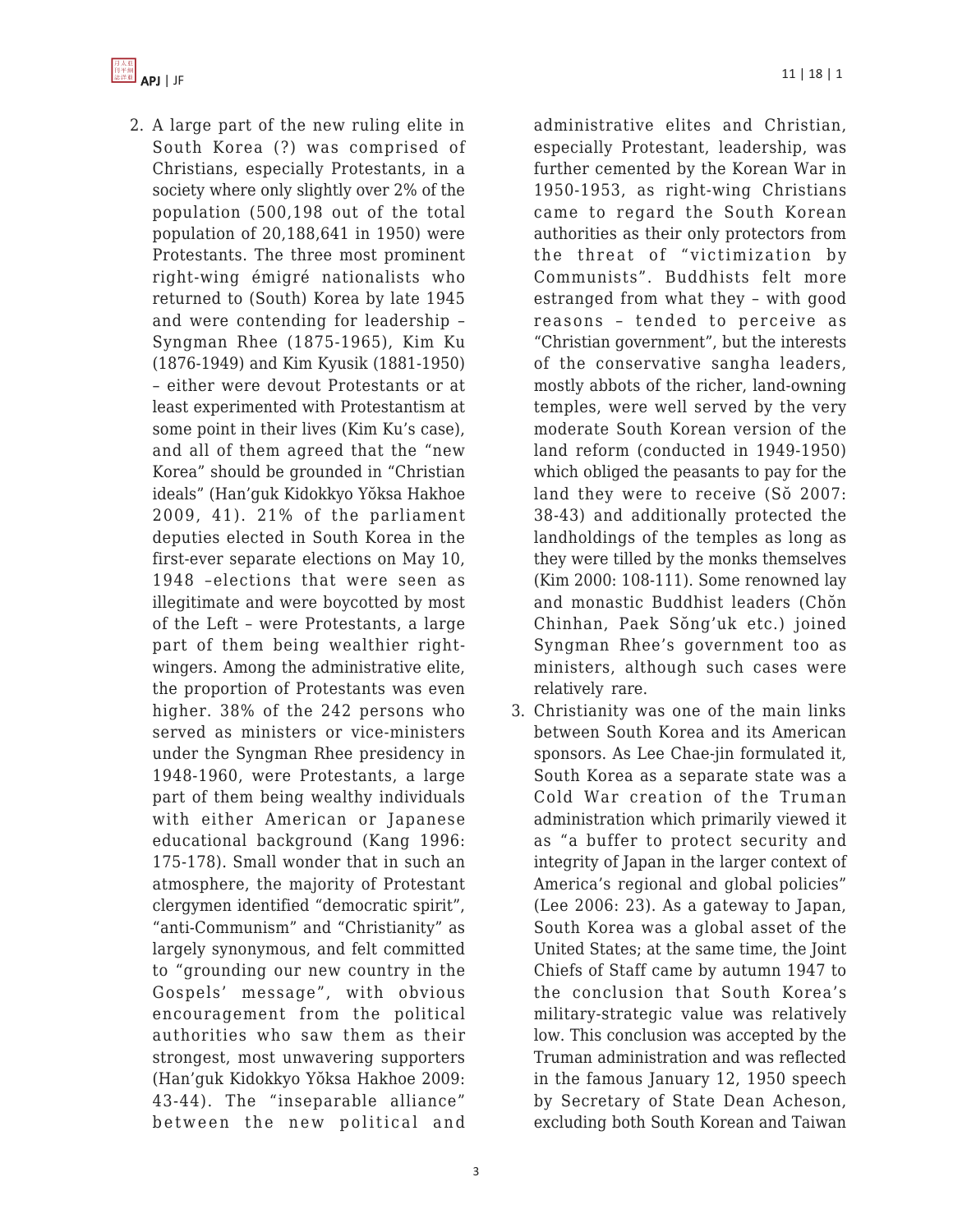2. A large part of the new ruling elite in South Korea (?) was comprised of Christians, especially Protestants, in a society where only slightly over 2% of the population (500,198 out of the total population of 20,188,641 in 1950) were Protestants. The three most prominent right-wing émigré nationalists who returned to (South) Korea by late 1945 and were contending for leadership – Syngman Rhee (1875-1965), Kim Ku (1876-1949) and Kim Kyusik (1881-1950) – either were devout Protestants or at least experimented with Protestantism at some point in their lives (Kim Ku's case), and all of them agreed that the "new Korea" should be grounded in "Christian ideals" (Han'guk Kidokkyo Yŏksa Hakhoe 2009, 41). 21% of the parliament deputies elected in South Korea in the first-ever separate elections on May 10, 1948 –elections that were seen as illegitimate and were boycotted by most of the Left – were Protestants, a large part of them being wealthier right-wingers. Among the administrative elite, the proportion of Protestants was even higher. 38% of the 242 persons who served as ministers or vice-ministers under the Syngman Rhee presidency in 1948-1960, were Protestants, a large part of them being wealthy individuals with either American or Japanese educational background (Kang 1996: 175-178). Small wonder that in such an atmosphere, the majority of Protestant clergymen identified "democratic spirit", "anti-Communism" and "Christianity" as largely synonymous, and felt committed to "grounding our new country in the Gospels' message", with obvious encouragement from the political authorities who saw them as their strongest, most unwavering supporters (Han'guk Kidokkyo Yŏksa Hakhoe 2009: 43-44). The "inseparable alliance" between the new political and administrative elites and Christian, especially Protestant, leadership, was further cemented by the Korean War in 1950-1953, as right-wing Christians came to regard the South Korean authorities as their only protectors from the threat of "victimization by Communists". Buddhists felt more estranged from what they – with good reasons – tended to perceive as "Christian government", but the interests of the conservative sangha leaders, mostly abbots of the richer, land-owning temples, were well served by the very moderate South Korean version of the land reform (conducted in 1949-1950) which obliged the peasants to pay for the land they were to receive (Sŏ 2007: 38-43) and additionally protected the landholdings of the temples as long as they were tilled by the monks themselves (Kim 2000: 108-111). Some renowned lay and monastic Buddhist leaders (Chŏn Chinhan, Paek Sŏng'uk etc.) joined Syngman Rhee's government too as ministers, although such cases were relatively rare.
3. Christianity was one of the main links between South Korea and its American sponsors. As Lee Chae-jin formulated it, South Korea as a separate state was a Cold War creation of the Truman administration which primarily viewed it as "a buffer to protect security and integrity of Japan in the larger context of America's regional and global policies" (Lee 2006: 23). As a gateway to Japan, South Korea was a global asset of the United States; at the same time, the Joint Chiefs of Staff came by autumn 1947 to the conclusion that South Korea's military-strategic value was relatively low. This conclusion was accepted by the Truman administration and was reflected in the famous January 12, 1950 speech by Secretary of State Dean Acheson, excluding both South Korean and Taiwan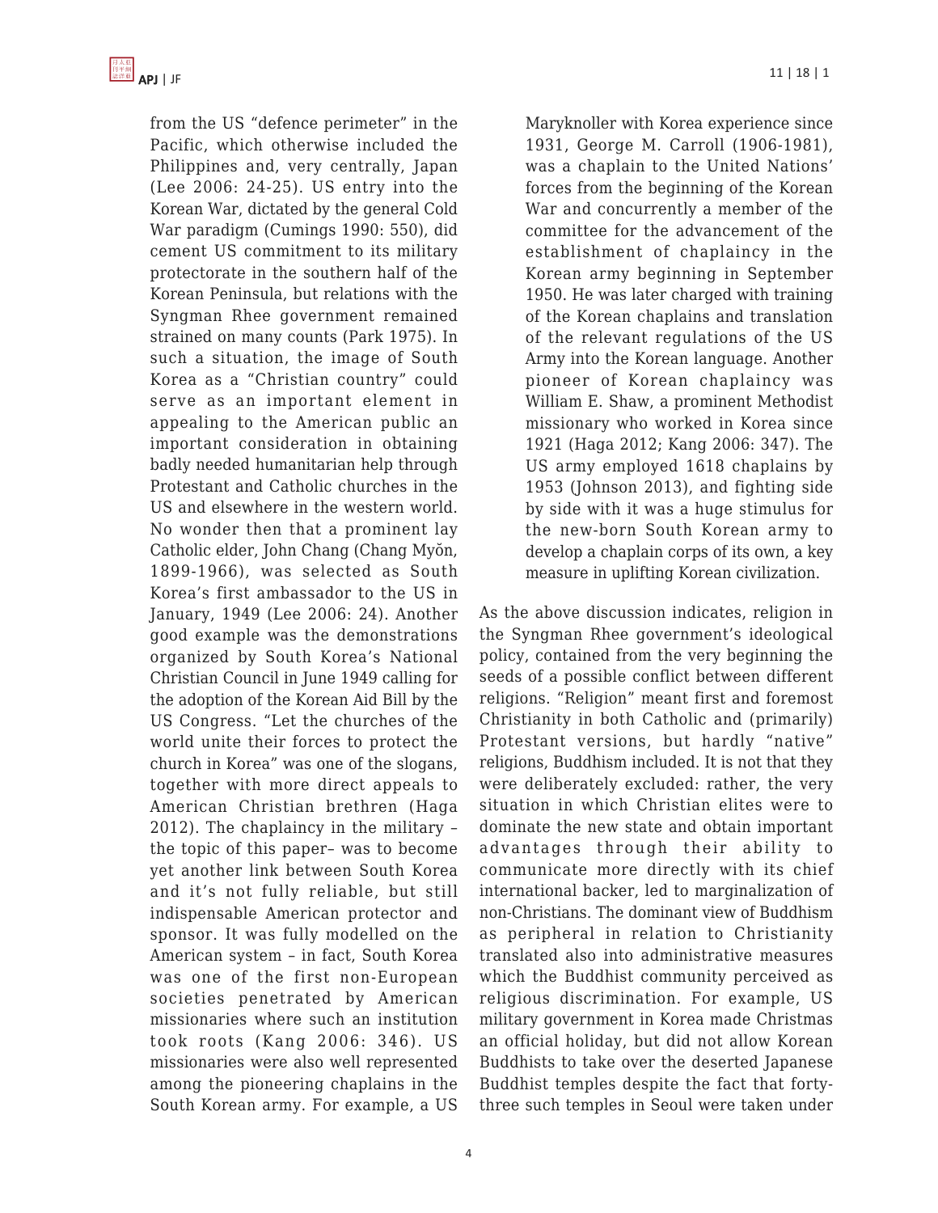from the US "defence perimeter" in the Pacific, which otherwise included the Philippines and, very centrally, Japan (Lee 2006: 24-25). US entry into the Korean War, dictated by the general Cold War paradigm (Cumings 1990: 550), did cement US commitment to its military protectorate in the southern half of the Korean Peninsula, but relations with the Syngman Rhee government remained strained on many counts (Park 1975). In such a situation, the image of South Korea as a "Christian country" could serve as an important element in appealing to the American public an important consideration in obtaining badly needed humanitarian help through Protestant and Catholic churches in the US and elsewhere in the western world. No wonder then that a prominent lay Catholic elder, John Chang (Chang Myŏn, 1899-1966), was selected as South Korea's first ambassador to the US in January, 1949 (Lee 2006: 24). Another good example was the demonstrations organized by South Korea's National Christian Council in June 1949 calling for the adoption of the Korean Aid Bill by the US Congress. "Let the churches of the world unite their forces to protect the church in Korea" was one of the slogans, together with more direct appeals to American Christian brethren (Haga 2012). The chaplaincy in the military – the topic of this paper– was to become yet another link between South Korea and it's not fully reliable, but still indispensable American protector and sponsor. It was fully modelled on the American system – in fact, South Korea was one of the first non-European societies penetrated by American missionaries where such an institution took roots (Kang 2006: 346). US missionaries were also well represented among the pioneering chaplains in the South Korean army. For example, a US Maryknoller with Korea experience since 1931, George M. Carroll (1906-1981), was a chaplain to the United Nations' forces from the beginning of the Korean War and concurrently a member of the committee for the advancement of the establishment of chaplaincy in the Korean army beginning in September 1950. He was later charged with training of the Korean chaplains and translation of the relevant regulations of the US Army into the Korean language. Another pioneer of Korean chaplaincy was William E. Shaw, a prominent Methodist missionary who worked in Korea since 1921 (Haga 2012; Kang 2006: 347). The US army employed 1618 chaplains by 1953 (Johnson 2013), and fighting side by side with it was a huge stimulus for the new-born South Korean army to develop a chaplain corps of its own, a key measure in uplifting Korean civilization.

As the above discussion indicates, religion in the Syngman Rhee government's ideological policy, contained from the very beginning the seeds of a possible conflict between different religions. "Religion" meant first and foremost Christianity in both Catholic and (primarily) Protestant versions, but hardly "native" religions, Buddhism included. It is not that they were deliberately excluded: rather, the very situation in which Christian elites were to dominate the new state and obtain important advantages through their ability to communicate more directly with its chief international backer, led to marginalization of non-Christians. The dominant view of Buddhism as peripheral in relation to Christianity translated also into administrative measures which the Buddhist community perceived as religious discrimination. For example, US military government in Korea made Christmas an official holiday, but did not allow Korean Buddhists to take over the deserted Japanese Buddhist temples despite the fact that forty-three such temples in Seoul were taken under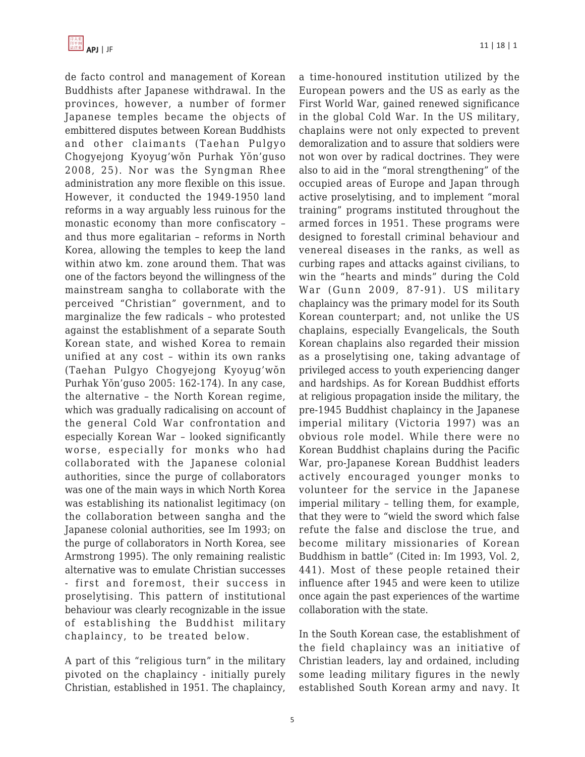de facto control and management of Korean Buddhists after Japanese withdrawal. In the provinces, however, a number of former Japanese temples became the objects of embittered disputes between Korean Buddhists and other claimants (Taehan Pulgyo Chogyejong Kyoyug'wŏn Purhak Yŏn'guso 2008, 25). Nor was the Syngman Rhee administration any more flexible on this issue. However, it conducted the 1949-1950 land reforms in a way arguably less ruinous for the monastic economy than more confiscatory – and thus more egalitarian – reforms in North Korea, allowing the temples to keep the land within atwo km. zone around them. That was one of the factors beyond the willingness of the mainstream sangha to collaborate with the perceived "Christian" government, and to marginalize the few radicals – who protested against the establishment of a separate South Korean state, and wished Korea to remain unified at any cost – within its own ranks (Taehan Pulgyo Chogyejong Kyoyug'wŏn Purhak Yŏn'guso 2005: 162-174). In any case, the alternative – the North Korean regime, which was gradually radicalising on account of the general Cold War confrontation and especially Korean War – looked significantly worse, especially for monks who had collaborated with the Japanese colonial authorities, since the purge of collaborators was one of the main ways in which North Korea was establishing its nationalist legitimacy (on the collaboration between sangha and the Japanese colonial authorities, see Im 1993; on the purge of collaborators in North Korea, see Armstrong 1995). The only remaining realistic alternative was to emulate Christian successes - first and foremost, their success in proselytising. This pattern of institutional behaviour was clearly recognizable in the issue of establishing the Buddhist military chaplaincy, to be treated below.

A part of this "religious turn" in the military pivoted on the chaplaincy - initially purely Christian, established in 1951. The chaplaincy, a time-honoured institution utilized by the European powers and the US as early as the First World War, gained renewed significance in the global Cold War. In the US military, chaplains were not only expected to prevent demoralization and to assure that soldiers were not won over by radical doctrines. They were also to aid in the "moral strengthening" of the occupied areas of Europe and Japan through active proselytising, and to implement "moral training" programs instituted throughout the armed forces in 1951. These programs were designed to forestall criminal behaviour and venereal diseases in the ranks, as well as curbing rapes and attacks against civilians, to win the "hearts and minds" during the Cold War (Gunn 2009, 87-91). US military chaplaincy was the primary model for its South Korean counterpart; and, not unlike the US chaplains, especially Evangelicals, the South Korean chaplains also regarded their mission as a proselytising one, taking advantage of privileged access to youth experiencing danger and hardships. As for Korean Buddhist efforts at religious propagation inside the military, the pre-1945 Buddhist chaplaincy in the Japanese imperial military (Victoria 1997) was an obvious role model. While there were no Korean Buddhist chaplains during the Pacific War, pro-Japanese Korean Buddhist leaders actively encouraged younger monks to volunteer for the service in the Japanese imperial military – telling them, for example, that they were to "wield the sword which false refute the false and disclose the true, and become military missionaries of Korean Buddhism in battle" (Cited in: Im 1993, Vol. 2, 441). Most of these people retained their influence after 1945 and were keen to utilize once again the past experiences of the wartime collaboration with the state.

In the South Korean case, the establishment of the field chaplaincy was an initiative of Christian leaders, lay and ordained, including some leading military figures in the newly established South Korean army and navy. It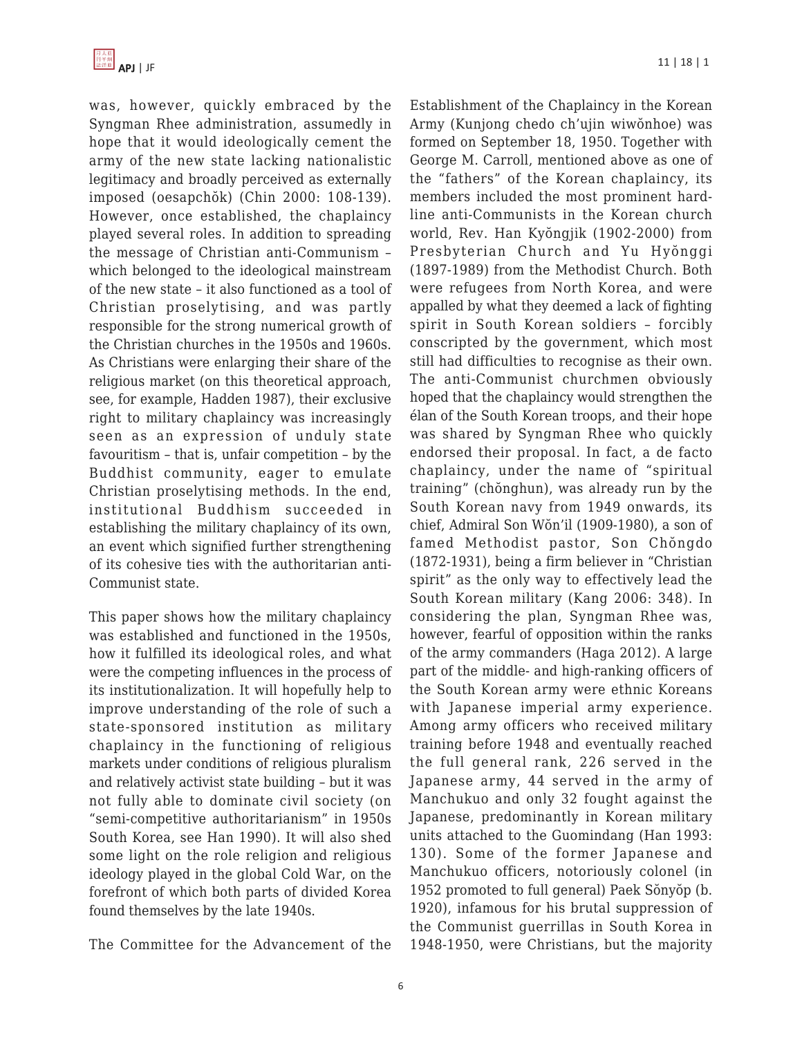was, however, quickly embraced by the Syngman Rhee administration, assumedly in hope that it would ideologically cement the army of the new state lacking nationalistic legitimacy and broadly perceived as externally imposed (oesapchŏk) (Chin 2000: 108-139). However, once established, the chaplaincy played several roles. In addition to spreading the message of Christian anti-Communism – which belonged to the ideological mainstream of the new state – it also functioned as a tool of Christian proselytising, and was partly responsible for the strong numerical growth of the Christian churches in the 1950s and 1960s. As Christians were enlarging their share of the religious market (on this theoretical approach, see, for example, Hadden 1987), their exclusive right to military chaplaincy was increasingly seen as an expression of unduly state favouritism – that is, unfair competition – by the Buddhist community, eager to emulate Christian proselytising methods. In the end, institutional Buddhism succeeded in establishing the military chaplaincy of its own, an event which signified further strengthening of its cohesive ties with the authoritarian anti-Communist state.

This paper shows how the military chaplaincy was established and functioned in the 1950s, how it fulfilled its ideological roles, and what were the competing influences in the process of its institutionalization. It will hopefully help to improve understanding of the role of such a state-sponsored institution as military chaplaincy in the functioning of religious markets under conditions of religious pluralism and relatively activist state building – but it was not fully able to dominate civil society (on "semi-competitive authoritarianism" in 1950s South Korea, see Han 1990). It will also shed some light on the role religion and religious ideology played in the global Cold War, on the forefront of which both parts of divided Korea found themselves by the late 1940s.

The Committee for the Advancement of the Establishment of the Chaplaincy in the Korean Army (Kunjong chedo ch'ujin wiwŏnhoe) was formed on September 18, 1950. Together with George M. Carroll, mentioned above as one of the "fathers" of the Korean chaplaincy, its members included the most prominent hard-line anti-Communists in the Korean church world, Rev. Han Kyŏngjik (1902-2000) from Presbyterian Church and Yu Hyŏnggi (1897-1989) from the Methodist Church. Both were refugees from North Korea, and were appalled by what they deemed a lack of fighting spirit in South Korean soldiers – forcibly conscripted by the government, which most still had difficulties to recognise as their own. The anti-Communist churchmen obviously hoped that the chaplaincy would strengthen the élan of the South Korean troops, and their hope was shared by Syngman Rhee who quickly endorsed their proposal. In fact, a de facto chaplaincy, under the name of "spiritual training" (chŏnghun), was already run by the South Korean navy from 1949 onwards, its chief, Admiral Son Wŏn'il (1909-1980), a son of famed Methodist pastor, Son Chŏngdo (1872-1931), being a firm believer in "Christian spirit" as the only way to effectively lead the South Korean military (Kang 2006: 348). In considering the plan, Syngman Rhee was, however, fearful of opposition within the ranks of the army commanders (Haga 2012). A large part of the middle- and high-ranking officers of the South Korean army were ethnic Koreans with Japanese imperial army experience. Among army officers who received military training before 1948 and eventually reached the full general rank, 226 served in the Japanese army, 44 served in the army of Manchukuo and only 32 fought against the Japanese, predominantly in Korean military units attached to the Guomindang (Han 1993: 130). Some of the former Japanese and Manchukuo officers, notoriously colonel (in 1952 promoted to full general) Paek Sŏnyŏp (b. 1920), infamous for his brutal suppression of the Communist guerrillas in South Korea in 1948-1950, were Christians, but the majority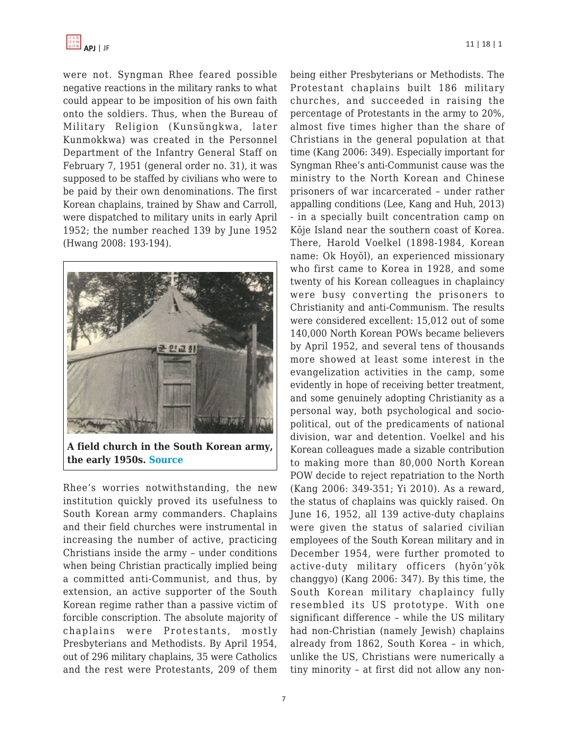were not. Syngman Rhee feared possible negative reactions in the military ranks to what could appear to be imposition of his own faith onto the soldiers. Thus, when the Bureau of Military Religion (Kunsŭngkwa, later Kunmokkwa) was created in the Personnel Department of the Infantry General Staff on February 7, 1951 (general order no. 31), it was supposed to be staffed by civilians who were to be paid by their own denominations. The first Korean chaplains, trained by Shaw and Carroll, were dispatched to military units in early April 1952; the number reached 139 by June 1952 (Hwang 2008: 193-194).

**A field church in the South Korean army, the early 1950s. Source**

Rhee's worries notwithstanding, the new institution quickly proved its usefulness to South Korean army commanders. Chaplains and their field churches were instrumental in increasing the number of active, practicing Christians inside the army – under conditions when being Christian practically implied being a committed anti-Communist, and thus, by extension, an active supporter of the South Korean regime rather than a passive victim of forcible conscription. The absolute majority of chaplains were Protestants, mostly Presbyterians and Methodists. By April 1954, out of 296 military chaplains, 35 were Catholics and the rest were Protestants, 209 of them being either Presbyterians or Methodists. The Protestant chaplains built 186 military churches, and succeeded in raising the percentage of Protestants in the army to 20%, almost five times higher than the share of Christians in the general population at that time (Kang 2006: 349). Especially important for Syngman Rhee's anti-Communist cause was the ministry to the North Korean and Chinese prisoners of war incarcerated – under rather appalling conditions (Lee, Kang and Huh, 2013) - in a specially built concentration camp on Kŏje Island near the southern coast of Korea. There, Harold Voelkel (1898-1984, Korean name: Ok Hoyŏl), an experienced missionary who first came to Korea in 1928, and some twenty of his Korean colleagues in chaplaincy were busy converting the prisoners to Christianity and anti-Communism. The results were considered excellent: 15,012 out of some 140,000 North Korean POWs became believers by April 1952, and several tens of thousands more showed at least some interest in the evangelization activities in the camp, some evidently in hope of receiving better treatment, and some genuinely adopting Christianity as a personal way, both psychological and socio-political, out of the predicaments of national division, war and detention. Voelkel and his Korean colleagues made a sizable contribution to making more than 80,000 North Korean POW decide to reject repatriation to the North (Kang 2006: 349-351; Yi 2010). As a reward, the status of chaplains was quickly raised. On June 16, 1952, all 139 active-duty chaplains were given the status of salaried civilian employees of the South Korean military and in December 1954, were further promoted to active-duty military officers (hyŏn'yŏk changgyo) (Kang 2006: 347). By this time, the South Korean military chaplaincy fully resembled its US prototype. With one significant difference – while the US military had non-Christian (namely Jewish) chaplains already from 1862, South Korea – in which, unlike the US, Christians were numerically a tiny minority – at first did not allow any non-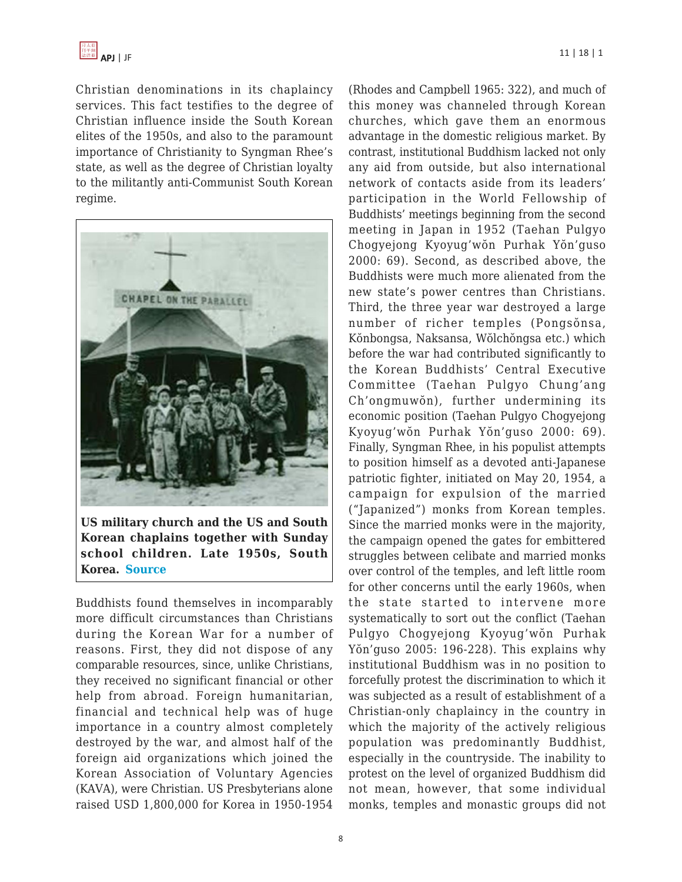Christian denominations in its chaplaincy services. This fact testifies to the degree of Christian influence inside the South Korean elites of the 1950s, and also to the paramount importance of Christianity to Syngman Rhee's state, as well as the degree of Christian loyalty to the militantly anti-Communist South Korean regime.

**US military church and the US and South Korean chaplains together with Sunday school children. Late 1950s, South Korea. Source**

Buddhists found themselves in incomparably more difficult circumstances than Christians during the Korean War for a number of reasons. First, they did not dispose of any comparable resources, since, unlike Christians, they received no significant financial or other help from abroad. Foreign humanitarian, financial and technical help was of huge importance in a country almost completely destroyed by the war, and almost half of the foreign aid organizations which joined the Korean Association of Voluntary Agencies (KAVA), were Christian. US Presbyterians alone raised USD 1,800,000 for Korea in 1950-1954 (Rhodes and Campbell 1965: 322), and much of this money was channeled through Korean churches, which gave them an enormous advantage in the domestic religious market. By contrast, institutional Buddhism lacked not only any aid from outside, but also international network of contacts aside from its leaders' participation in the World Fellowship of Buddhists' meetings beginning from the second meeting in Japan in 1952 (Taehan Pulgyo Chogyejong Kyoyug'wŏn Purhak Yŏn'guso 2000: 69). Second, as described above, the Buddhists were much more alienated from the new state's power centres than Christians. Third, the three year war destroyed a large number of richer temples (Pongsŏnsa, Kŏnbongsa, Naksansa, Wŏlchŏngsa etc.) which before the war had contributed significantly to the Korean Buddhists' Central Executive Committee (Taehan Pulgyo Chung'ang Ch'ongmuwŏn), further undermining its economic position (Taehan Pulgyo Chogyejong Kyoyug'wŏn Purhak Yŏn'guso 2000: 69). Finally, Syngman Rhee, in his populist attempts to position himself as a devoted anti-Japanese patriotic fighter, initiated on May 20, 1954, a campaign for expulsion of the married ("Japanized") monks from Korean temples. Since the married monks were in the majority, the campaign opened the gates for embittered struggles between celibate and married monks over control of the temples, and left little room for other concerns until the early 1960s, when the state started to intervene more systematically to sort out the conflict (Taehan Pulgyo Chogyejong Kyoyug'wŏn Purhak Yŏn'guso 2005: 196-228). This explains why institutional Buddhism was in no position to forcefully protest the discrimination to which it was subjected as a result of establishment of a Christian-only chaplaincy in the country in which the majority of the actively religious population was predominantly Buddhist, especially in the countryside. The inability to protest on the level of organized Buddhism did not mean, however, that some individual monks, temples and monastic groups did not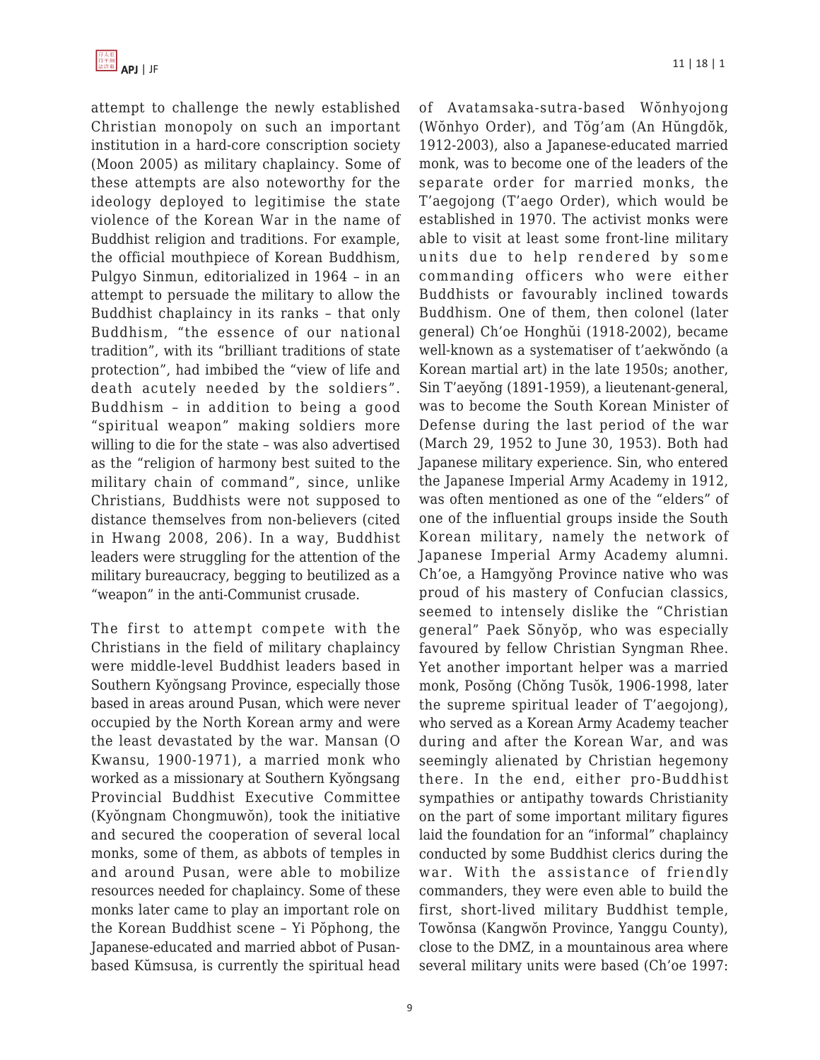attempt to challenge the newly established Christian monopoly on such an important institution in a hard-core conscription society (Moon 2005) as military chaplaincy. Some of these attempts are also noteworthy for the ideology deployed to legitimise the state violence of the Korean War in the name of Buddhist religion and traditions. For example, the official mouthpiece of Korean Buddhism, Pulgyo Sinmun, editorialized in 1964 – in an attempt to persuade the military to allow the Buddhist chaplaincy in its ranks – that only Buddhism, "the essence of our national tradition", with its "brilliant traditions of state protection", had imbibed the "view of life and death acutely needed by the soldiers". Buddhism – in addition to being a good "spiritual weapon" making soldiers more willing to die for the state – was also advertised as the "religion of harmony best suited to the military chain of command", since, unlike Christians, Buddhists were not supposed to distance themselves from non-believers (cited in Hwang 2008, 206). In a way, Buddhist leaders were struggling for the attention of the military bureaucracy, begging to beutilized as a "weapon" in the anti-Communist crusade.

The first to attempt compete with the Christians in the field of military chaplaincy were middle-level Buddhist leaders based in Southern Kyŏngsang Province, especially those based in areas around Pusan, which were never occupied by the North Korean army and were the least devastated by the war. Mansan (O Kwansu, 1900-1971), a married monk who worked as a missionary at Southern Kyŏngsang Provincial Buddhist Executive Committee (Kyŏngnam Chongmuwŏn), took the initiative and secured the cooperation of several local monks, some of them, as abbots of temples in and around Pusan, were able to mobilize resources needed for chaplaincy. Some of these monks later came to play an important role on the Korean Buddhist scene – Yi Pŏphong, the Japanese-educated and married abbot of Pusan-based Kŭmsusa, is currently the spiritual head of Avatamsaka-sutra-based Wŏnhyojong (Wŏnhyo Order), and Tŏg'am (An Hŭngdŏk, 1912-2003), also a Japanese-educated married monk, was to become one of the leaders of the separate order for married monks, the T'aegojong (T'aego Order), which would be established in 1970. The activist monks were able to visit at least some front-line military units due to help rendered by some commanding officers who were either Buddhists or favourably inclined towards Buddhism. One of them, then colonel (later general) Ch'oe Honghŭi (1918-2002), became well-known as a systematiser of t'aekwŏndo (a Korean martial art) in the late 1950s; another, Sin T'aeyŏng (1891-1959), a lieutenant-general, was to become the South Korean Minister of Defense during the last period of the war (March 29, 1952 to June 30, 1953). Both had Japanese military experience. Sin, who entered the Japanese Imperial Army Academy in 1912, was often mentioned as one of the "elders" of one of the influential groups inside the South Korean military, namely the network of Japanese Imperial Army Academy alumni. Ch'oe, a Hamgyŏng Province native who was proud of his mastery of Confucian classics, seemed to intensely dislike the "Christian general" Paek Sŏnyŏp, who was especially favoured by fellow Christian Syngman Rhee. Yet another important helper was a married monk, Posŏng (Chŏng Tusŏk, 1906-1998, later the supreme spiritual leader of T'aegojong), who served as a Korean Army Academy teacher during and after the Korean War, and was seemingly alienated by Christian hegemony there. In the end, either pro-Buddhist sympathies or antipathy towards Christianity on the part of some important military figures laid the foundation for an "informal" chaplaincy conducted by some Buddhist clerics during the war. With the assistance of friendly commanders, they were even able to build the first, short-lived military Buddhist temple, Towŏnsa (Kangwŏn Province, Yanggu County), close to the DMZ, in a mountainous area where several military units were based (Ch'oe 1997: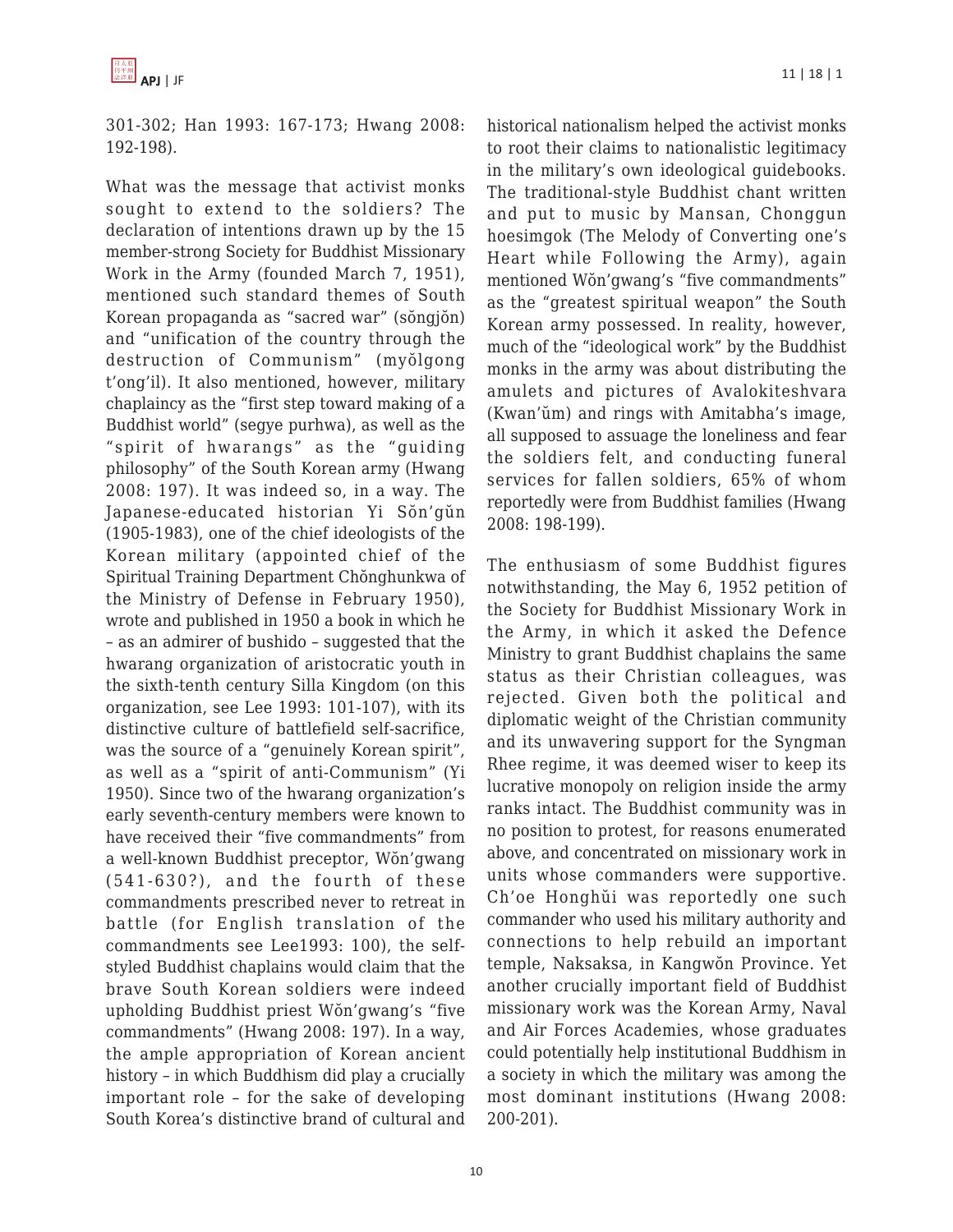301-302; Han 1993: 167-173; Hwang 2008: 192-198).

What was the message that activist monks sought to extend to the soldiers? The declaration of intentions drawn up by the 15 member-strong Society for Buddhist Missionary Work in the Army (founded March 7, 1951), mentioned such standard themes of South Korean propaganda as "sacred war" (sŏngjŏn) and "unification of the country through the destruction of Communism" (myŏlgong t'ong'il). It also mentioned, however, military chaplaincy as the "first step toward making of a Buddhist world" (segye purhwa), as well as the "spirit of hwarangs" as the "guiding philosophy" of the South Korean army (Hwang 2008: 197). It was indeed so, in a way. The Japanese-educated historian Yi Sŏn'gŭn (1905-1983), one of the chief ideologists of the Korean military (appointed chief of the Spiritual Training Department Chŏnghunkwa of the Ministry of Defense in February 1950), wrote and published in 1950 a book in which he – as an admirer of bushido – suggested that the hwarang organization of aristocratic youth in the sixth-tenth century Silla Kingdom (on this organization, see Lee 1993: 101-107), with its distinctive culture of battlefield self-sacrifice, was the source of a "genuinely Korean spirit", as well as a "spirit of anti-Communism" (Yi 1950). Since two of the hwarang organization's early seventh-century members were known to have received their "five commandments" from a well-known Buddhist preceptor, Wŏn'gwang (541-630?), and the fourth of these commandments prescribed never to retreat in battle (for English translation of the commandments see Lee1993: 100), the self-styled Buddhist chaplains would claim that the brave South Korean soldiers were indeed upholding Buddhist priest Wŏn'gwang's "five commandments" (Hwang 2008: 197). In a way, the ample appropriation of Korean ancient history – in which Buddhism did play a crucially important role – for the sake of developing South Korea's distinctive brand of cultural and historical nationalism helped the activist monks to root their claims to nationalistic legitimacy in the military's own ideological guidebooks. The traditional-style Buddhist chant written and put to music by Mansan, Chonggun hoesimgok (The Melody of Converting one's Heart while Following the Army), again mentioned Wŏn'gwang's "five commandments" as the "greatest spiritual weapon" the South Korean army possessed. In reality, however, much of the "ideological work" by the Buddhist monks in the army was about distributing the amulets and pictures of Avalokiteshvara (Kwan'ŭm) and rings with Amitabha's image, all supposed to assuage the loneliness and fear the soldiers felt, and conducting funeral services for fallen soldiers, 65% of whom reportedly were from Buddhist families (Hwang 2008: 198-199).

The enthusiasm of some Buddhist figures notwithstanding, the May 6, 1952 petition of the Society for Buddhist Missionary Work in the Army, in which it asked the Defence Ministry to grant Buddhist chaplains the same status as their Christian colleagues, was rejected. Given both the political and diplomatic weight of the Christian community and its unwavering support for the Syngman Rhee regime, it was deemed wiser to keep its lucrative monopoly on religion inside the army ranks intact. The Buddhist community was in no position to protest, for reasons enumerated above, and concentrated on missionary work in units whose commanders were supportive. Ch'oe Honghŭi was reportedly one such commander who used his military authority and connections to help rebuild an important temple, Naksaksa, in Kangwŏn Province. Yet another crucially important field of Buddhist missionary work was the Korean Army, Naval and Air Forces Academies, whose graduates could potentially help institutional Buddhism in a society in which the military was among the most dominant institutions (Hwang 2008: 200-201).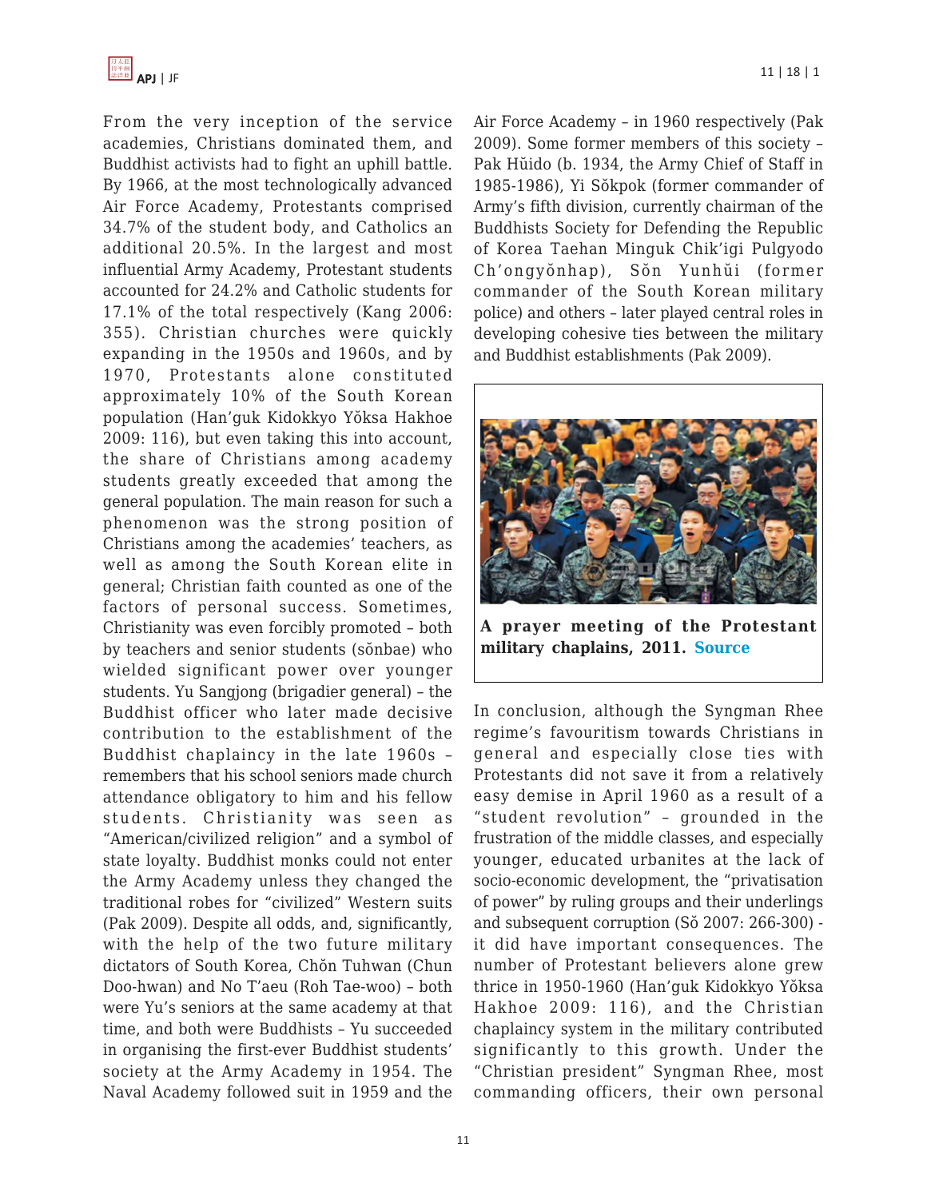From the very inception of the service academies, Christians dominated them, and Buddhist activists had to fight an uphill battle. By 1966, at the most technologically advanced Air Force Academy, Protestants comprised 34.7% of the student body, and Catholics an additional 20.5%. In the largest and most influential Army Academy, Protestant students accounted for 24.2% and Catholic students for 17.1% of the total respectively (Kang 2006: 355). Christian churches were quickly expanding in the 1950s and 1960s, and by 1970, Protestants alone constituted approximately 10% of the South Korean population (Han'guk Kidokkyo Yŏksa Hakhoe 2009: 116), but even taking this into account, the share of Christians among academy students greatly exceeded that among the general population. The main reason for such a phenomenon was the strong position of Christians among the academies' teachers, as well as among the South Korean elite in general; Christian faith counted as one of the factors of personal success. Sometimes, Christianity was even forcibly promoted – both by teachers and senior students (sŏnbae) who wielded significant power over younger students. Yu Sangjong (brigadier general) – the Buddhist officer who later made decisive contribution to the establishment of the Buddhist chaplaincy in the late 1960s – remembers that his school seniors made church attendance obligatory to him and his fellow students. Christianity was seen as "American/civilized religion" and a symbol of state loyalty. Buddhist monks could not enter the Army Academy unless they changed the traditional robes for "civilized" Western suits (Pak 2009). Despite all odds, and, significantly, with the help of the two future military dictators of South Korea, Chŏn Tuhwan (Chun Doo-hwan) and No T'aeu (Roh Tae-woo) – both were Yu's seniors at the same academy at that time, and both were Buddhists – Yu succeeded in organising the first-ever Buddhist students' society at the Army Academy in 1954. The Naval Academy followed suit in 1959 and the Air Force Academy – in 1960 respectively (Pak 2009). Some former members of this society – Pak Hŭido (b. 1934, the Army Chief of Staff in 1985-1986), Yi Sŏkpok (former commander of the Army's fifth division, currently chairman of the Buddhists Society for Defending the Republic of Korea Taehan Minguk Chik'igi Pulgyodo Ch'ongyŏnhap), Sŏn Yunhŭi (former commander of the South Korean military police) and others – later played central roles in developing cohesive ties between the military and Buddhist establishments (Pak 2009).

**A prayer meeting of the Protestant military chaplains, 2011. Source**

In conclusion, although the Syngman Rhee regime's favouritism towards Christians in general and especially close ties with Protestants did not save it from a relatively easy demise in April 1960 as a result of a "student revolution" – grounded in the frustration of the middle classes, and especially younger, educated urbanites at the lack of socio-economic development, the "privatisation of power" by ruling groups and their underlings and subsequent corruption (Sŏ 2007: 266-300) - it did have important consequences. The number of Protestant believers alone grew thrice in 1950-1960 (Han'guk Kidokkyo Yŏksa Hakhoe 2009: 116), and the Christian chaplaincy system in the military contributed significantly to this growth. Under the "Christian president" Syngman Rhee, most commanding officers, their own personal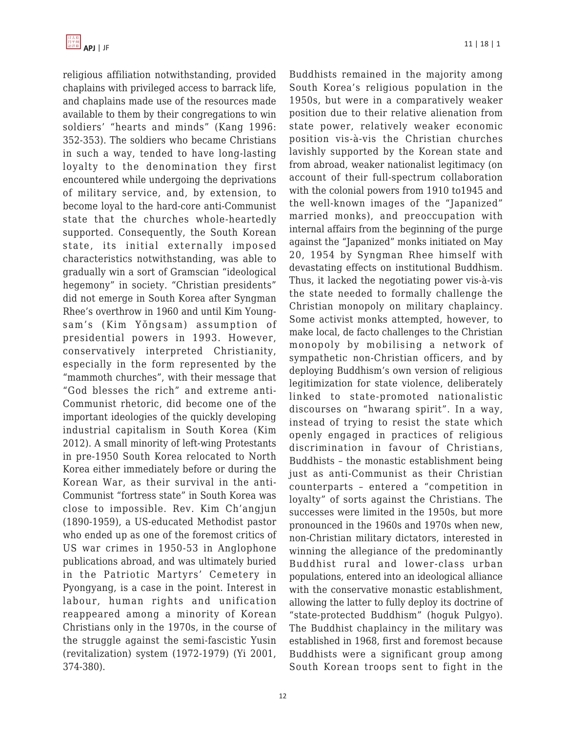religious affiliation notwithstanding, provided chaplains with privileged access to barrack life, and chaplains made use of the resources made available to them by their congregations to win soldiers' "hearts and minds" (Kang 1996: 352-353). The soldiers who became Christians in such a way, tended to have long-lasting loyalty to the denomination they first encountered while undergoing the deprivations of military service, and, by extension, to become loyal to the hard-core anti-Communist state that the churches whole-heartedly supported. Consequently, the South Korean state, its initial externally imposed characteristics notwithstanding, was able to gradually win a sort of Gramscian "ideological hegemony" in society. "Christian presidents" did not emerge in South Korea after Syngman Rhee's overthrow in 1960 and until Kim Young-sam's (Kim Yŏngsam) assumption of presidential powers in 1993. However, conservatively interpreted Christianity, especially in the form represented by the "mammoth churches", with their message that "God blesses the rich" and extreme anti-Communist rhetoric, did become one of the important ideologies of the quickly developing industrial capitalism in South Korea (Kim 2012). A small minority of left-wing Protestants in pre-1950 South Korea relocated to North Korea either immediately before or during the Korean War, as their survival in the anti-Communist "fortress state" in South Korea was close to impossible. Rev. Kim Ch'angjun (1890-1959), a US-educated Methodist pastor who ended up as one of the foremost critics of US war crimes in 1950-53 in Anglophone publications abroad, and was ultimately buried in the Patriotic Martyrs' Cemetery in Pyongyang, is a case in the point. Interest in labour, human rights and unification reappeared among a minority of Korean Christians only in the 1970s, in the course of the struggle against the semi-fascistic Yusin (revitalization) system (1972-1979) (Yi 2001, 374-380).

Buddhists remained in the majority among South Korea's religious population in the 1950s, but were in a comparatively weaker position due to their relative alienation from state power, relatively weaker economic position vis-à-vis the Christian churches lavishly supported by the Korean state and from abroad, weaker nationalist legitimacy (on account of their full-spectrum collaboration with the colonial powers from 1910 to1945 and the well-known images of the "Japanized" married monks), and preoccupation with internal affairs from the beginning of the purge against the "Japanized" monks initiated on May 20, 1954 by Syngman Rhee himself with devastating effects on institutional Buddhism. Thus, it lacked the negotiating power vis-à-vis the state needed to formally challenge the Christian monopoly on military chaplaincy. Some activist monks attempted, however, to make local, de facto challenges to the Christian monopoly by mobilising a network of sympathetic non-Christian officers, and by deploying Buddhism's own version of religious legitimization for state violence, deliberately linked to state-promoted nationalistic discourses on "hwarang spirit". In a way, instead of trying to resist the state which openly engaged in practices of religious discrimination in favour of Christians, Buddhists – the monastic establishment being just as anti-Communist as their Christian counterparts – entered a "competition in loyalty" of sorts against the Christians. The successes were limited in the 1950s, but more pronounced in the 1960s and 1970s when new, non-Christian military dictators, interested in winning the allegiance of the predominantly Buddhist rural and lower-class urban populations, entered into an ideological alliance with the conservative monastic establishment, allowing the latter to fully deploy its doctrine of "state-protected Buddhism" (hoguk Pulgyo). The Buddhist chaplaincy in the military was established in 1968, first and foremost because Buddhists were a significant group among South Korean troops sent to fight in the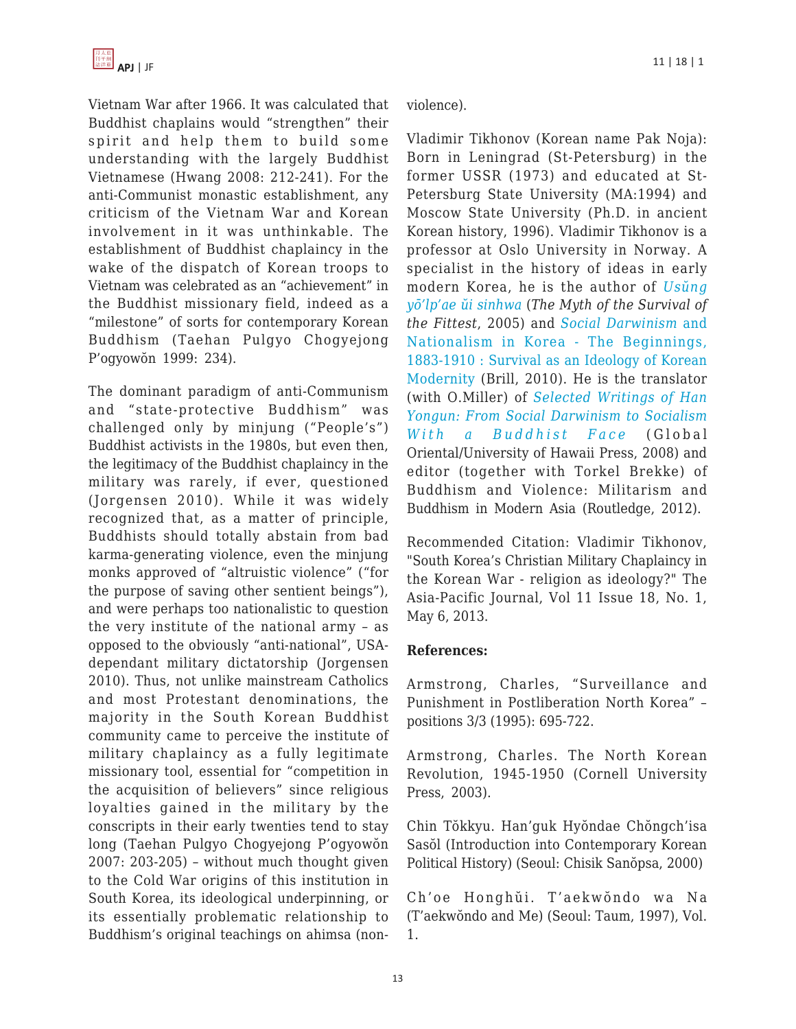Vietnam War after 1966. It was calculated that Buddhist chaplains would "strengthen" their spirit and help them to build some understanding with the largely Buddhist Vietnamese (Hwang 2008: 212-241). For the anti-Communist monastic establishment, any criticism of the Vietnam War and Korean involvement in it was unthinkable. The establishment of Buddhist chaplaincy in the wake of the dispatch of Korean troops to Vietnam was celebrated as an "achievement" in the Buddhist missionary field, indeed as a "milestone" of sorts for contemporary Korean Buddhism (Taehan Pulgyo Chogyejong P'ogyowŏn 1999: 234).

The dominant paradigm of anti-Communism and "state-protective Buddhism" was challenged only by minjung ("People's") Buddhist activists in the 1980s, but even then, the legitimacy of the Buddhist chaplaincy in the military was rarely, if ever, questioned (Jorgensen 2010). While it was widely recognized that, as a matter of principle, Buddhists should totally abstain from bad karma-generating violence, even the minjung monks approved of "altruistic violence" ("for the purpose of saving other sentient beings"), and were perhaps too nationalistic to question the very institute of the national army – as opposed to the obviously "anti-national", USA-dependant military dictatorship (Jorgensen 2010). Thus, not unlike mainstream Catholics and most Protestant denominations, the majority in the South Korean Buddhist community came to perceive the institute of military chaplaincy as a fully legitimate missionary tool, essential for "competition in the acquisition of believers" since religious loyalties gained in the military by the conscripts in their early twenties tend to stay long (Taehan Pulgyo Chogyejong P'ogyowŏn 2007: 203-205) – without much thought given to the Cold War origins of this institution in South Korea, its ideological underpinning, or its essentially problematic relationship to Buddhism's original teachings on ahimsa (non-violence).

Vladimir Tikhonov (Korean name Pak Noja): Born in Leningrad (St-Petersburg) in the former USSR (1973) and educated at St-Petersburg State University (MA:1994) and Moscow State University (Ph.D. in ancient Korean history, 1996). Vladimir Tikhonov is a professor at Oslo University in Norway. A specialist in the history of ideas in early modern Korea, he is the author of *Usŭng yŏ'lp'ae ŭi sinhwa* (*The Myth of the Survival of the Fittest*, 2005) and Social Darwinism and Nationalism in Korea - The Beginnings, 1883-1910 : Survival as an Ideology of Korean Modernity (Brill, 2010). He is the translator (with O.Miller) of *Selected Writings of Han Yongun: From Social Darwinism to Socialism With a Buddhist Face* (Global Oriental/University of Hawaii Press, 2008) and editor (together with Torkel Brekke) of Buddhism and Violence: Militarism and Buddhism in Modern Asia (Routledge, 2012).

Recommended Citation: Vladimir Tikhonov, "South Korea's Christian Military Chaplaincy in the Korean War - religion as ideology?" The Asia-Pacific Journal, Vol 11 Issue 18, No. 1, May 6, 2013.

**References:**

Armstrong, Charles, "Surveillance and Punishment in Postliberation North Korea" – positions 3/3 (1995): 695-722.

Armstrong, Charles. The North Korean Revolution, 1945-1950 (Cornell University Press, 2003).

Chin Tŏkkyu. Han'guk Hyŏndae Chŏngch'isa Sasŏl (Introduction into Contemporary Korean Political History) (Seoul: Chisik Sanŏpsa, 2000)

Ch'oe Honghŭi. T'aekwŏndo wa Na (T'aekwŏndo and Me) (Seoul: Taum, 1997), Vol. 1.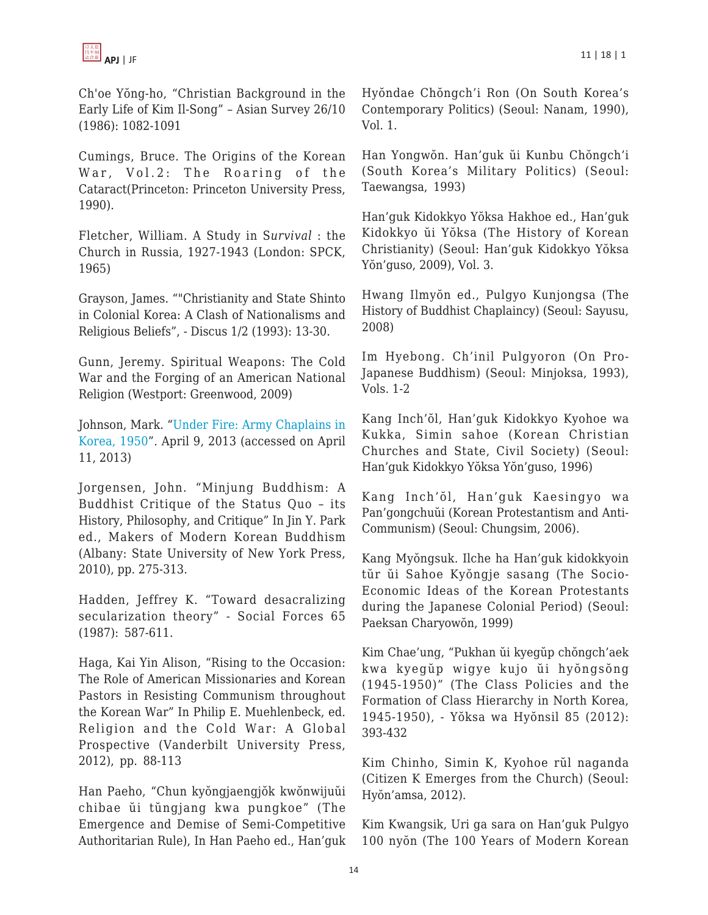Ch'oe Yŏng-ho, "Christian Background in the Early Life of Kim Il-Song" – Asian Survey 26/10 (1986): 1082-1091

Cumings, Bruce. The Origins of the Korean War, Vol.2: The Roaring of the Cataract(Princeton: Princeton University Press, 1990).

Fletcher, William. A Study in S*urvival* : the Church in Russia, 1927-1943 (London: SPCK, 1965)

Grayson, James. ""Christianity and State Shinto in Colonial Korea: A Clash of Nationalisms and Religious Beliefs", - Discus 1/2 (1993): 13-30.

Gunn, Jeremy. Spiritual Weapons: The Cold War and the Forging of an American National Religion (Westport: Greenwood, 2009)

Johnson, Mark. "Under Fire: Army Chaplains in Korea, 1950". April 9, 2013 (accessed on April 11, 2013)

Jorgensen, John. "Minjung Buddhism: A Buddhist Critique of the Status Quo – its History, Philosophy, and Critique" In Jin Y. Park ed., Makers of Modern Korean Buddhism (Albany: State University of New York Press, 2010), pp. 275-313.

Hadden, Jeffrey K. "Toward desacralizing secularization theory" - Social Forces 65 (1987): 587-611.

Haga, Kai Yin Alison, "Rising to the Occasion: The Role of American Missionaries and Korean Pastors in Resisting Communism throughout the Korean War" In Philip E. Muehlenbeck, ed. Religion and the Cold War: A Global Prospective (Vanderbilt University Press, 2012), pp. 88-113

Han Paeho, "Chun kyŏngjaengjŏk kwŏnwijuŭi chibae ŭi tŭngjang kwa pungkoe" (The Emergence and Demise of Semi-Competitive Authoritarian Rule), In Han Paeho ed., Han'guk Hyŏndae Chŏngch'i Ron (On South Korea's Contemporary Politics) (Seoul: Nanam, 1990), Vol. 1.

Han Yongwŏn. Han'guk ŭi Kunbu Chŏngch'i (South Korea's Military Politics) (Seoul: Taewangsa, 1993)

Han'guk Kidokkyo Yŏksa Hakhoe ed., Han'guk Kidokkyo ŭi Yŏksa (The History of Korean Christianity) (Seoul: Han'guk Kidokkyo Yŏksa Yŏn'guso, 2009), Vol. 3.

Hwang Ilmyŏn ed., Pulgyo Kunjongsa (The History of Buddhist Chaplaincy) (Seoul: Sayusu, 2008)

Im Hyebong. Ch'inil Pulgyoron (On Pro-Japanese Buddhism) (Seoul: Minjoksa, 1993), Vols. 1-2

Kang Inch'ŏl, Han'guk Kidokkyo Kyohoe wa Kukka, Simin sahoe (Korean Christian Churches and State, Civil Society) (Seoul: Han'guk Kidokkyo Yŏksa Yŏn'guso, 1996)

Kang Inch'ŏl, Han'guk Kaesingyo wa Pan'gongchuŭi (Korean Protestantism and Anti-Communism) (Seoul: Chungsim, 2006).

Kang Myŏngsuk. Ilche ha Han'guk kidokkyoin tŭr ŭi Sahoe Kyŏngje sasang (The Socio-Economic Ideas of the Korean Protestants during the Japanese Colonial Period) (Seoul: Paeksan Charyowŏn, 1999)

Kim Chae'ung, "Pukhan ŭi kyegŭp chŏngch'aek kwa kyegŭp wigye kujo ŭi hyŏngsŏng (1945-1950)" (The Class Policies and the Formation of Class Hierarchy in North Korea, 1945-1950), - Yŏksa wa Hyŏnsil 85 (2012): 393-432

Kim Chinho, Simin K, Kyohoe rŭl naganda (Citizen K Emerges from the Church) (Seoul: Hyŏn'amsa, 2012).

Kim Kwangsik, Uri ga sara on Han'guk Pulgyo 100 nyŏn (The 100 Years of Modern Korean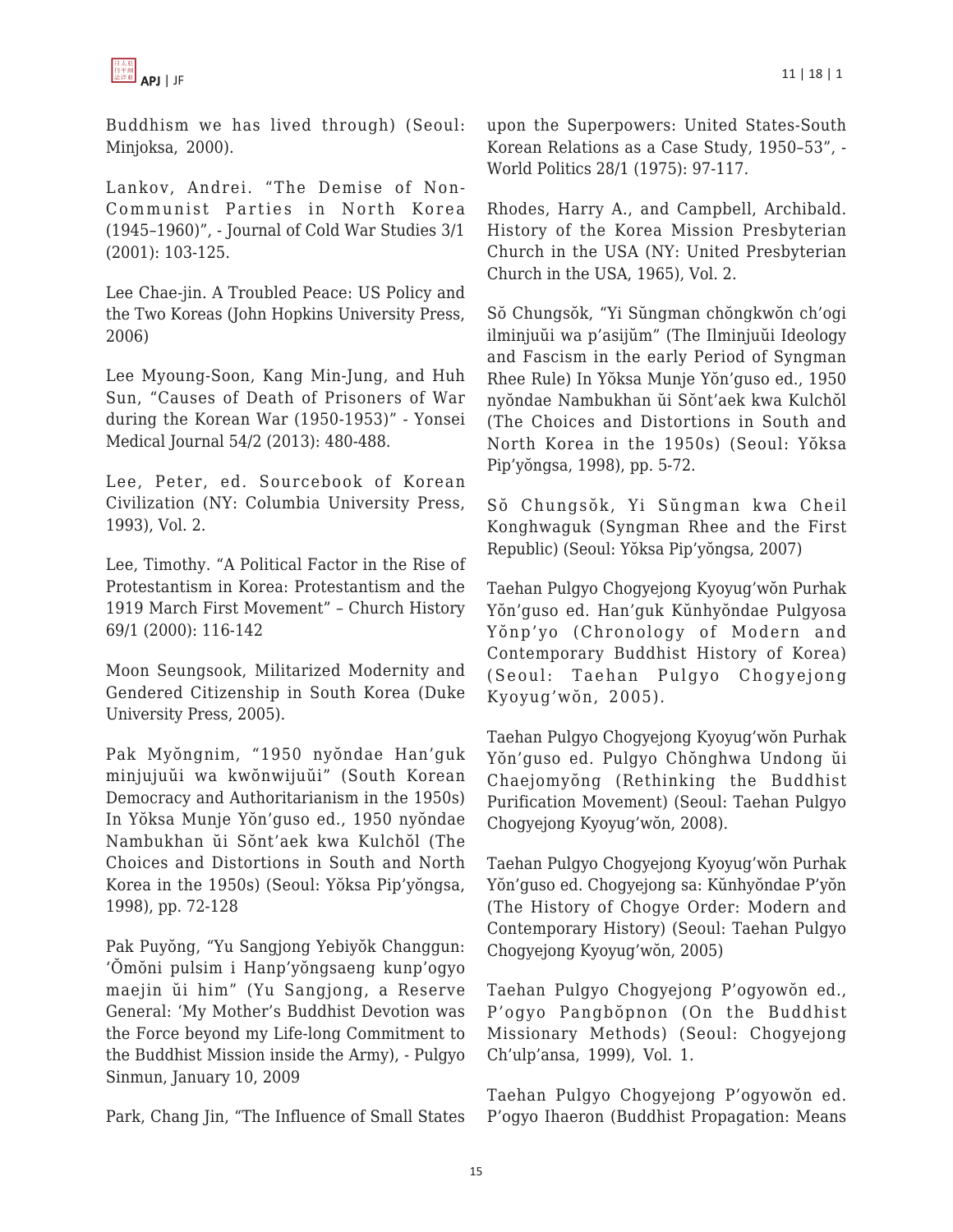Buddhism we has lived through) (Seoul: Minjoksa, 2000).

Lankov, Andrei. "The Demise of Non-Communist Parties in North Korea (1945–1960)", - Journal of Cold War Studies 3/1 (2001): 103-125.

Lee Chae-jin. A Troubled Peace: US Policy and the Two Koreas (John Hopkins University Press, 2006)

Lee Myoung-Soon, Kang Min-Jung, and Huh Sun, "Causes of Death of Prisoners of War during the Korean War (1950-1953)" - Yonsei Medical Journal 54/2 (2013): 480-488.

Lee, Peter, ed. Sourcebook of Korean Civilization (NY: Columbia University Press, 1993), Vol. 2.

Lee, Timothy. "A Political Factor in the Rise of Protestantism in Korea: Protestantism and the 1919 March First Movement" – Church History 69/1 (2000): 116-142

Moon Seungsook, Militarized Modernity and Gendered Citizenship in South Korea (Duke University Press, 2005).

Pak Myŏngnim, "1950 nyŏndae Han'guk minjujuŭi wa kwŏnwijuŭi" (South Korean Democracy and Authoritarianism in the 1950s) In Yŏksa Munje Yŏn'guso ed., 1950 nyŏndae Nambukhan ŭi Sŏnt'aek kwa Kulchŏl (The Choices and Distortions in South and North Korea in the 1950s) (Seoul: Yŏksa Pip'yŏngsa, 1998), pp. 72-128

Pak Puyŏng, "Yu Sangjong Yebiyŏk Changgun: 'Ŏmŏni pulsim i Hanp'yŏngsaeng kunp'ogyo maejin ŭi him" (Yu Sangjong, a Reserve General: 'My Mother's Buddhist Devotion was the Force beyond my Life-long Commitment to the Buddhist Mission inside the Army), - Pulgyo Sinmun, January 10, 2009

Park, Chang Jin, "The Influence of Small States upon the Superpowers: United States-South Korean Relations as a Case Study, 1950–53", - World Politics 28/1 (1975): 97-117.

Rhodes, Harry A., and Campbell, Archibald. History of the Korea Mission Presbyterian Church in the USA (NY: United Presbyterian Church in the USA, 1965), Vol. 2.

Sŏ Chungsŏk, "Yi Sŭngman chŏngkwŏn ch'ogi ilminjuŭi wa p'asijŭm" (The Ilminjuŭi Ideology and Fascism in the early Period of Syngman Rhee Rule) In Yŏksa Munje Yŏn'guso ed., 1950 nyŏndae Nambukhan ŭi Sŏnt'aek kwa Kulchŏl (The Choices and Distortions in South and North Korea in the 1950s) (Seoul: Yŏksa Pip'yŏngsa, 1998), pp. 5-72.

Sŏ Chungsŏk, Yi Sŭngman kwa Cheil Konghwaguk (Syngman Rhee and the First Republic) (Seoul: Yŏksa Pip'yŏngsa, 2007)

Taehan Pulgyo Chogyejong Kyoyug'wŏn Purhak Yŏn'guso ed. Han'guk Kŭnhyŏndae Pulgyosa Yŏnp'yo (Chronology of Modern and Contemporary Buddhist History of Korea) (Seoul: Taehan Pulgyo Chogyejong Kyoyug'wŏn, 2005).

Taehan Pulgyo Chogyejong Kyoyug'wŏn Purhak Yŏn'guso ed. Pulgyo Chŏnghwa Undong ŭi Chaejomyŏng (Rethinking the Buddhist Purification Movement) (Seoul: Taehan Pulgyo Chogyejong Kyoyug'wŏn, 2008).

Taehan Pulgyo Chogyejong Kyoyug'wŏn Purhak Yŏn'guso ed. Chogyejong sa: Kŭnhyŏndae P'yŏn (The History of Chogye Order: Modern and Contemporary History) (Seoul: Taehan Pulgyo Chogyejong Kyoyug'wŏn, 2005)

Taehan Pulgyo Chogyejong P'ogyowŏn ed., P'ogyo Pangbŏpnon (On the Buddhist Missionary Methods) (Seoul: Chogyejong Ch'ulp'ansa, 1999), Vol. 1.

Taehan Pulgyo Chogyejong P'ogyowŏn ed. P'ogyo Ihaeron (Buddhist Propagation: Means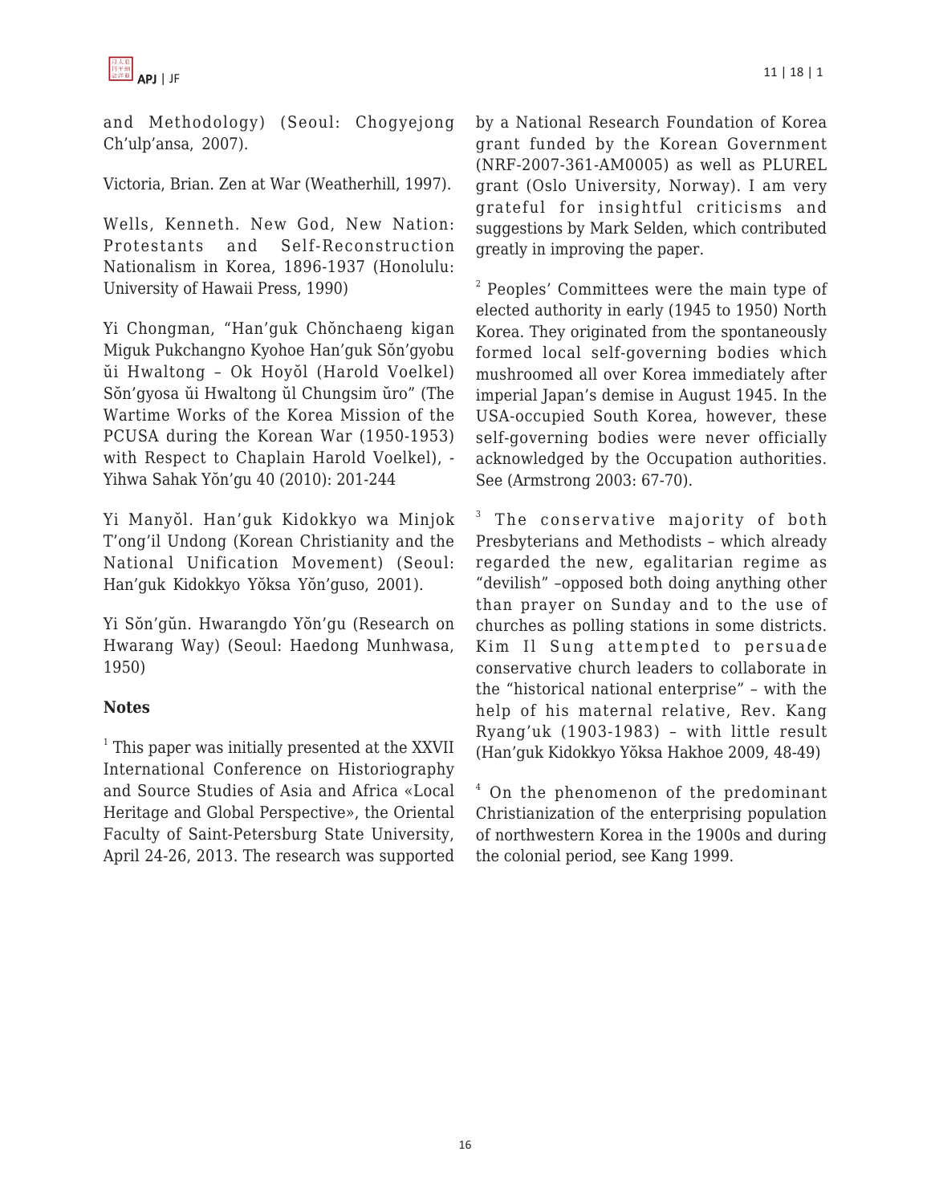and Methodology) (Seoul: Chogyejong Ch'ulp'ansa, 2007).

Victoria, Brian. Zen at War (Weatherhill, 1997).

Wells, Kenneth. New God, New Nation: Protestants and Self-Reconstruction Nationalism in Korea, 1896-1937 (Honolulu: University of Hawaii Press, 1990)

Yi Chongman, "Han'guk Chŏnchaeng kigan Miguk Pukchangno Kyohoe Han'guk Sŏn'gyobu ŭi Hwaltong – Ok Hoyŏl (Harold Voelkel) Sŏn'gyosa ŭi Hwaltong ŭl Chungsim ŭro" (The Wartime Works of the Korea Mission of the PCUSA during the Korean War (1950-1953) with Respect to Chaplain Harold Voelkel), - Yihwa Sahak Yŏn'gu 40 (2010): 201-244

Yi Manyŏl. Han'guk Kidokkyo wa Minjok T'ong'il Undong (Korean Christianity and the National Unification Movement) (Seoul: Han'guk Kidokkyo Yŏksa Yŏn'guso, 2001).

Yi Sŏn'gŭn. Hwarangdo Yŏn'gu (Research on Hwarang Way) (Seoul: Haedong Munhwasa, 1950)

## Notes

[1] This paper was initially presented at the XXVII International Conference on Historiography and Source Studies of Asia and Africa «Local Heritage and Global Perspective», the Oriental Faculty of Saint-Petersburg State University, April 24-26, 2013. The research was supported by a National Research Foundation of Korea grant funded by the Korean Government (NRF-2007-361-AM0005) as well as PLUREL grant (Oslo University, Norway). I am very grateful for insightful criticisms and suggestions by Mark Selden, which contributed greatly in improving the paper.

[2] Peoples' Committees were the main type of elected authority in early (1945 to 1950) North Korea. They originated from the spontaneously formed local self-governing bodies which mushroomed all over Korea immediately after imperial Japan's demise in August 1945. In the USA-occupied South Korea, however, these self-governing bodies were never officially acknowledged by the Occupation authorities. See (Armstrong 2003: 67-70).

[3] The conservative majority of both Presbyterians and Methodists – which already regarded the new, egalitarian regime as "devilish" –opposed both doing anything other than prayer on Sunday and to the use of churches as polling stations in some districts. Kim Il Sung attempted to persuade conservative church leaders to collaborate in the "historical national enterprise" – with the help of his maternal relative, Rev. Kang Ryang'uk (1903-1983) – with little result (Han'guk Kidokkyo Yŏksa Hakhoe 2009, 48-49)

[4] On the phenomenon of the predominant Christianization of the enterprising population of northwestern Korea in the 1900s and during the colonial period, see Kang 1999.